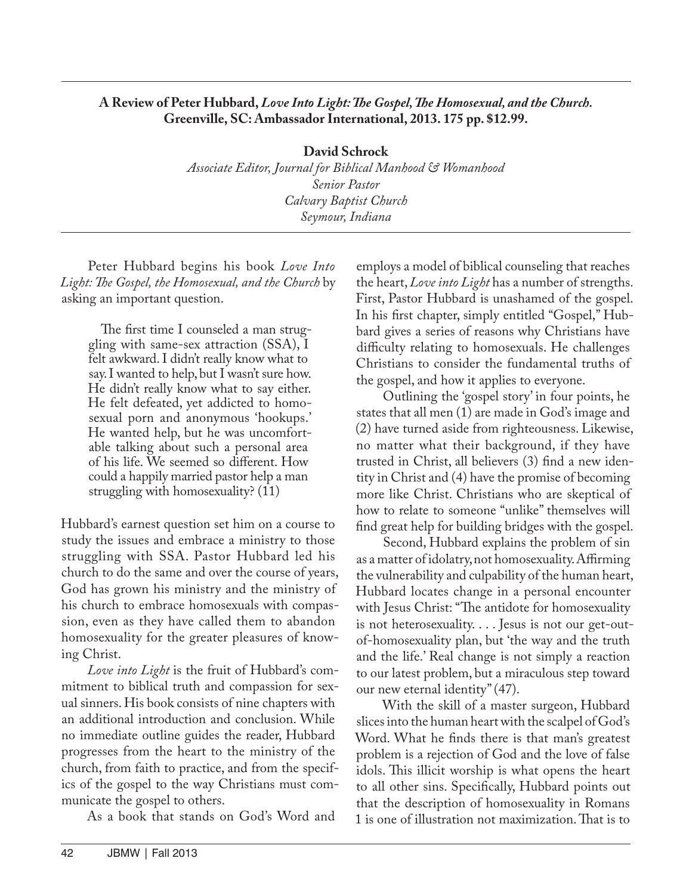**A Review of Peter Hubbard, *Love Into Light: The Gospel, The Homosexual, and the Church.* Greenville, SC: Ambassador International, 2013. 175 pp. $12.99.**

**David Schrock**
*Associate Editor, Journal for Biblical Manhood & Womanhood*
*Senior Pastor*
*Calvary Baptist Church*
*Seymour, Indiana*

Peter Hubbard begins his book *Love Into Light: The Gospel, the Homosexual, and the Church* by asking an important question.

> The first time I counseled a man struggling with same-sex attraction (SSA), I felt awkward. I didn't really know what to say. I wanted to help, but I wasn't sure how. He didn't really know what to say either. He felt defeated, yet addicted to homosexual porn and anonymous 'hookups.' He wanted help, but he was uncomfortable talking about such a personal area of his life. We seemed so different. How could a happily married pastor help a man struggling with homosexuality? (11)

Hubbard's earnest question set him on a course to study the issues and embrace a ministry to those struggling with SSA. Pastor Hubbard led his church to do the same and over the course of years, God has grown his ministry and the ministry of his church to embrace homosexuals with compassion, even as they have called them to abandon homosexuality for the greater pleasures of knowing Christ.

*Love into Light* is the fruit of Hubbard's commitment to biblical truth and compassion for sexual sinners. His book consists of nine chapters with an additional introduction and conclusion. While no immediate outline guides the reader, Hubbard progresses from the heart to the ministry of the church, from faith to practice, and from the specifics of the gospel to the way Christians must communicate the gospel to others.

As a book that stands on God's Word and employs a model of biblical counseling that reaches the heart, *Love into Light* has a number of strengths. First, Pastor Hubbard is unashamed of the gospel. In his first chapter, simply entitled "Gospel," Hubbard gives a series of reasons why Christians have difficulty relating to homosexuals. He challenges Christians to consider the fundamental truths of the gospel, and how it applies to everyone.

Outlining the 'gospel story' in four points, he states that all men (1) are made in God's image and (2) have turned aside from righteousness. Likewise, no matter what their background, if they have trusted in Christ, all believers (3) find a new identity in Christ and (4) have the promise of becoming more like Christ. Christians who are skeptical of how to relate to someone "unlike" themselves will find great help for building bridges with the gospel.

Second, Hubbard explains the problem of sin as a matter of idolatry, not homosexuality. Affirming the vulnerability and culpability of the human heart, Hubbard locates change in a personal encounter with Jesus Christ: "The antidote for homosexuality is not heterosexuality. . . . Jesus is not our get-out-of-homosexuality plan, but 'the way and the truth and the life.' Real change is not simply a reaction to our latest problem, but a miraculous step toward our new eternal identity" (47).

With the skill of a master surgeon, Hubbard slices into the human heart with the scalpel of God's Word. What he finds there is that man's greatest problem is a rejection of God and the love of false idols. This illicit worship is what opens the heart to all other sins. Specifically, Hubbard points out that the description of homosexuality in Romans 1 is one of illustration not maximization. That is to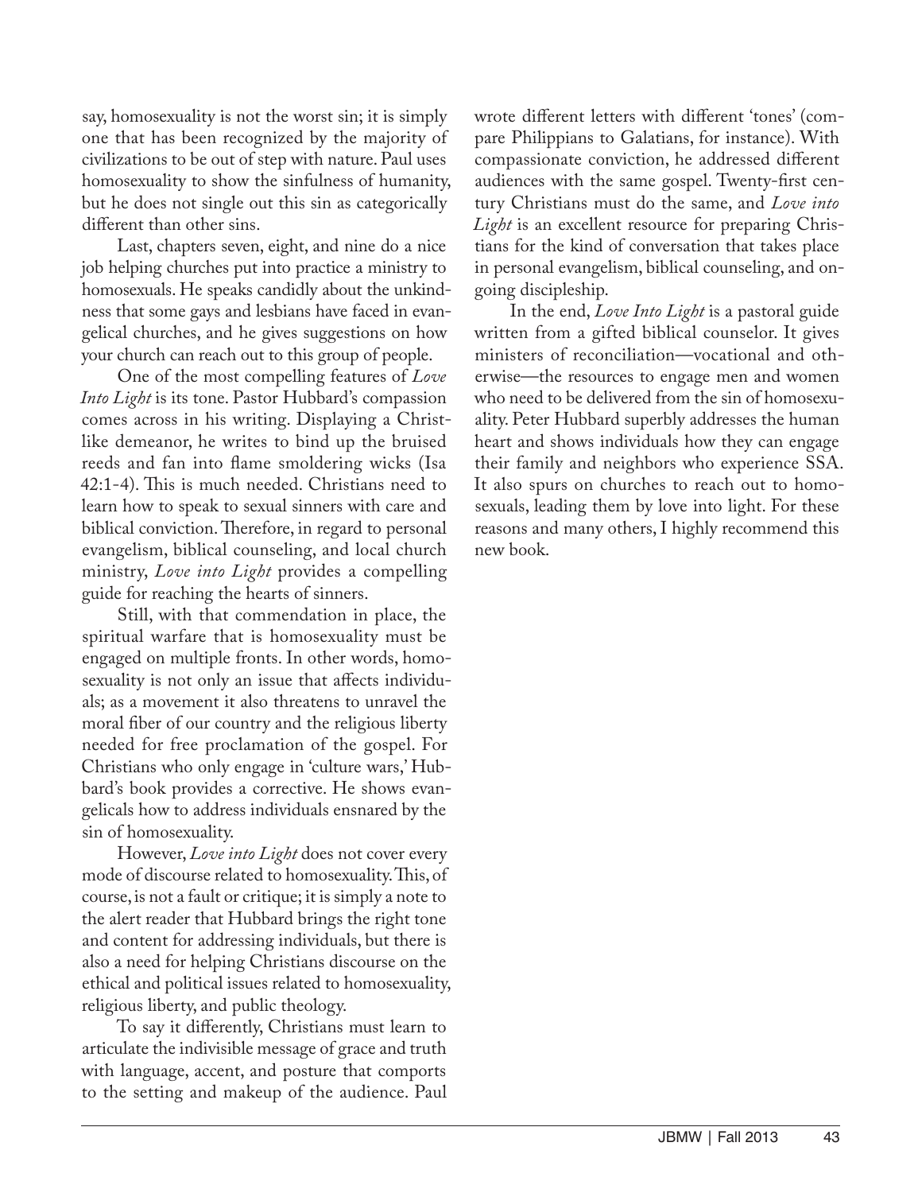say, homosexuality is not the worst sin; it is simply one that has been recognized by the majority of civilizations to be out of step with nature. Paul uses homosexuality to show the sinfulness of humanity, but he does not single out this sin as categorically different than other sins.

Last, chapters seven, eight, and nine do a nice job helping churches put into practice a ministry to homosexuals. He speaks candidly about the unkindness that some gays and lesbians have faced in evangelical churches, and he gives suggestions on how your church can reach out to this group of people.

One of the most compelling features of *Love Into Light* is its tone. Pastor Hubbard's compassion comes across in his writing. Displaying a Christ-like demeanor, he writes to bind up the bruised reeds and fan into flame smoldering wicks (Isa 42:1-4). This is much needed. Christians need to learn how to speak to sexual sinners with care and biblical conviction. Therefore, in regard to personal evangelism, biblical counseling, and local church ministry, *Love into Light* provides a compelling guide for reaching the hearts of sinners.

Still, with that commendation in place, the spiritual warfare that is homosexuality must be engaged on multiple fronts. In other words, homosexuality is not only an issue that affects individuals; as a movement it also threatens to unravel the moral fiber of our country and the religious liberty needed for free proclamation of the gospel. For Christians who only engage in 'culture wars,' Hubbard's book provides a corrective. He shows evangelicals how to address individuals ensnared by the sin of homosexuality.

However, *Love into Light* does not cover every mode of discourse related to homosexuality. This, of course, is not a fault or critique; it is simply a note to the alert reader that Hubbard brings the right tone and content for addressing individuals, but there is also a need for helping Christians discourse on the ethical and political issues related to homosexuality, religious liberty, and public theology.

To say it differently, Christians must learn to articulate the indivisible message of grace and truth with language, accent, and posture that comports to the setting and makeup of the audience. Paul wrote different letters with different 'tones' (compare Philippians to Galatians, for instance). With compassionate conviction, he addressed different audiences with the same gospel. Twenty-first century Christians must do the same, and *Love into Light* is an excellent resource for preparing Christians for the kind of conversation that takes place in personal evangelism, biblical counseling, and ongoing discipleship.

In the end, *Love Into Light* is a pastoral guide written from a gifted biblical counselor. It gives ministers of reconciliation—vocational and otherwise—the resources to engage men and women who need to be delivered from the sin of homosexuality. Peter Hubbard superbly addresses the human heart and shows individuals how they can engage their family and neighbors who experience SSA. It also spurs on churches to reach out to homosexuals, leading them by love into light. For these reasons and many others, I highly recommend this new book.